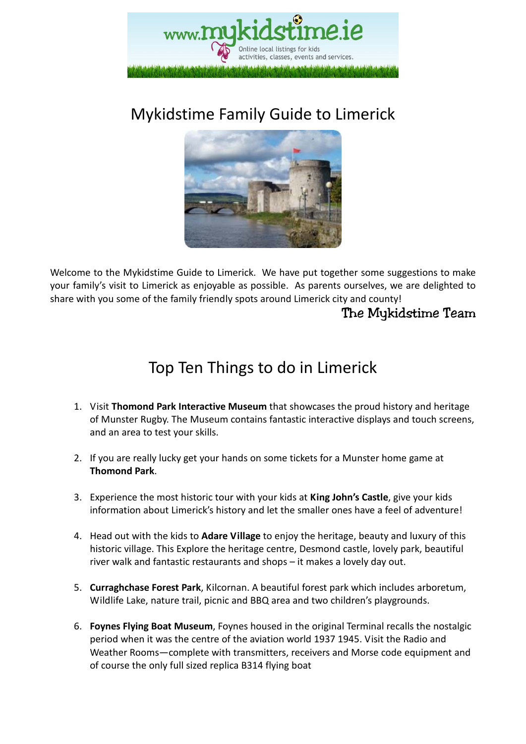# Mykidstime Family Guide to Limerick

Welcome to the Mykidstime Guide to Limerick. We have put together some suggestions to make your family's visit to Limerick as enjoyable as possible. As parents ourselves, we are delighted to share with you some of the family friendly spots around Limerick city and county!

The Mykidstime Team

## Top Ten Things to do in Limerick

1. Visit **Thomond Park Interactive Museum** that showcases the proud history and heritage of Munster Rugby. The Museum contains fantastic interactive displays and touch screens, and an area to test your skills.

2. If you are really lucky get your hands on some tickets for a Munster home game at **Thomond Park**.

3. Experience the most historic tour with your kids at **King John's Castle**, give your kids information about Limerick's history and let the smaller ones have a feel of adventure!

4. Head out with the kids to **Adare Village** to enjoy the heritage, beauty and luxury of this historic village. This Explore the heritage centre, Desmond castle, lovely park, beautiful river walk and fantastic restaurants and shops – it makes a lovely day out.

5. **Curraghchase Forest Park**, Kilcornan. A beautiful forest park which includes arboretum, Wildlife Lake, nature trail, picnic and BBQ area and two children's playgrounds.

6. **Foynes Flying Boat Museum**, Foynes housed in the original Terminal recalls the nostalgic period when it was the centre of the aviation world 1937 1945. Visit the Radio and Weather Rooms—complete with transmitters, receivers and Morse code equipment and of course the only full sized replica B314 flying boat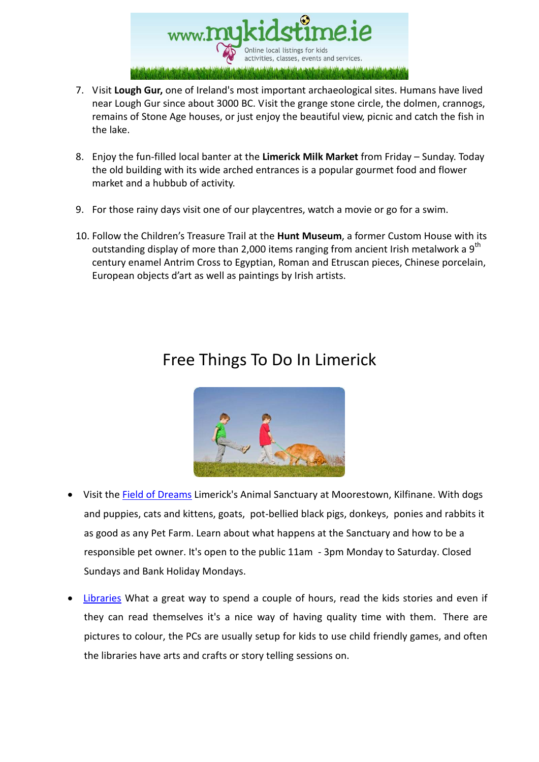7. Visit **Lough Gur,** one of Ireland's most important archaeological sites. Humans have lived near Lough Gur since about 3000 BC. Visit the grange stone circle, the dolmen, crannogs, remains of Stone Age houses, or just enjoy the beautiful view, picnic and catch the fish in the lake.

8. Enjoy the fun-filled local banter at the **Limerick Milk Market** from Friday – Sunday. Today the old building with its wide arched entrances is a popular gourmet food and flower market and a hubbub of activity.

9. For those rainy days visit one of our playcentres, watch a movie or go for a swim.

10. Follow the Children's Treasure Trail at the **Hunt Museum**, a former Custom House with its outstanding display of more than 2,000 items ranging from ancient Irish metalwork a 9th century enamel Antrim Cross to Egyptian, Roman and Etruscan pieces, Chinese porcelain, European objects d'art as well as paintings by Irish artists.

# Free Things To Do In Limerick

- Visit the Field of Dreams Limerick's Animal Sanctuary at Moorestown, Kilfinane. With dogs and puppies, cats and kittens, goats, pot-bellied black pigs, donkeys, ponies and rabbits it as good as any Pet Farm. Learn about what happens at the Sanctuary and how to be a responsible pet owner. It's open to the public 11am - 3pm Monday to Saturday. Closed Sundays and Bank Holiday Mondays.

- Libraries What a great way to spend a couple of hours, read the kids stories and even if they can read themselves it's a nice way of having quality time with them. There are pictures to colour, the PCs are usually setup for kids to use child friendly games, and often the libraries have arts and crafts or story telling sessions on.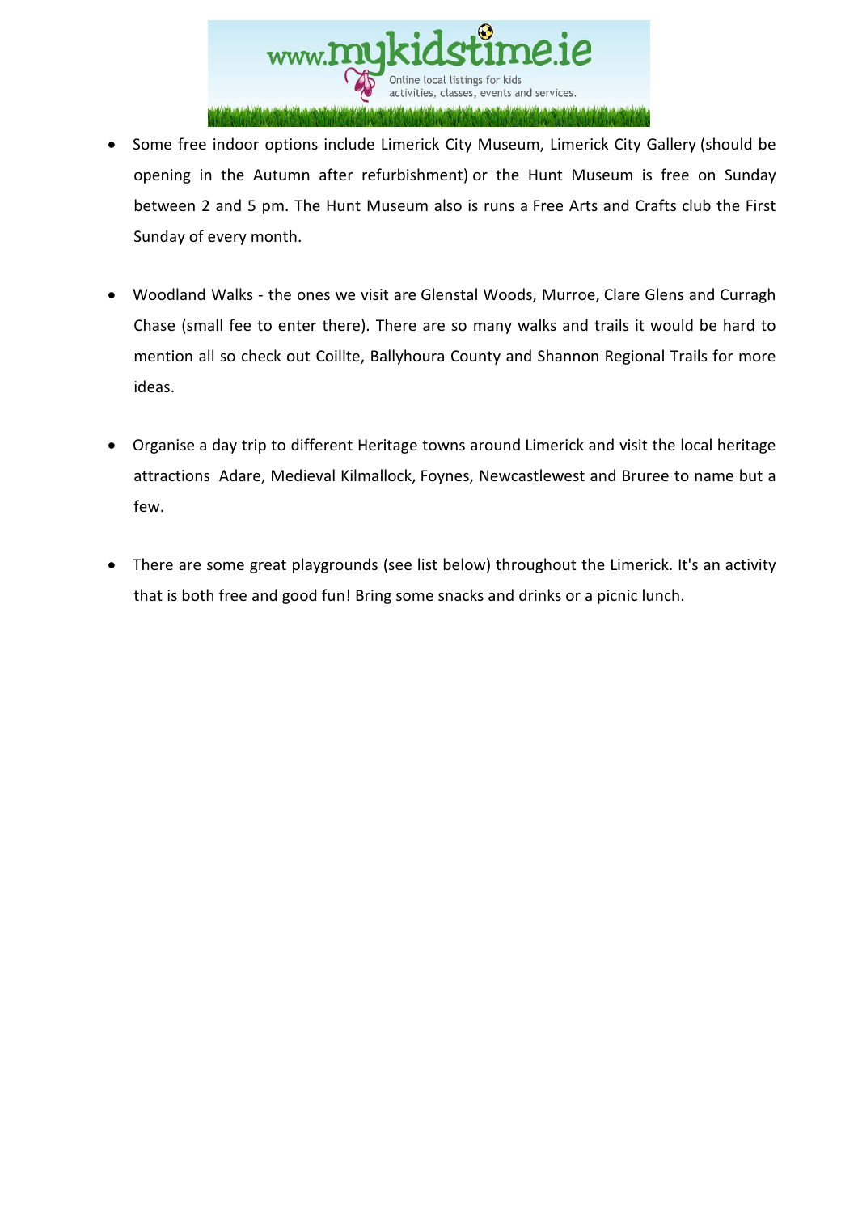- Some free indoor options include Limerick City Museum, Limerick City Gallery (should be opening in the Autumn after refurbishment) or the Hunt Museum is free on Sunday between 2 and 5 pm. The Hunt Museum also is runs a Free Arts and Crafts club the First Sunday of every month.

- Woodland Walks - the ones we visit are Glenstal Woods, Murroe, Clare Glens and Curragh Chase (small fee to enter there). There are so many walks and trails it would be hard to mention all so check out Coillte, Ballyhoura County and Shannon Regional Trails for more ideas.

- Organise a day trip to different Heritage towns around Limerick and visit the local heritage attractions Adare, Medieval Kilmallock, Foynes, Newcastlewest and Bruree to name but a few.

- There are some great playgrounds (see list below) throughout the Limerick. It's an activity that is both free and good fun! Bring some snacks and drinks or a picnic lunch.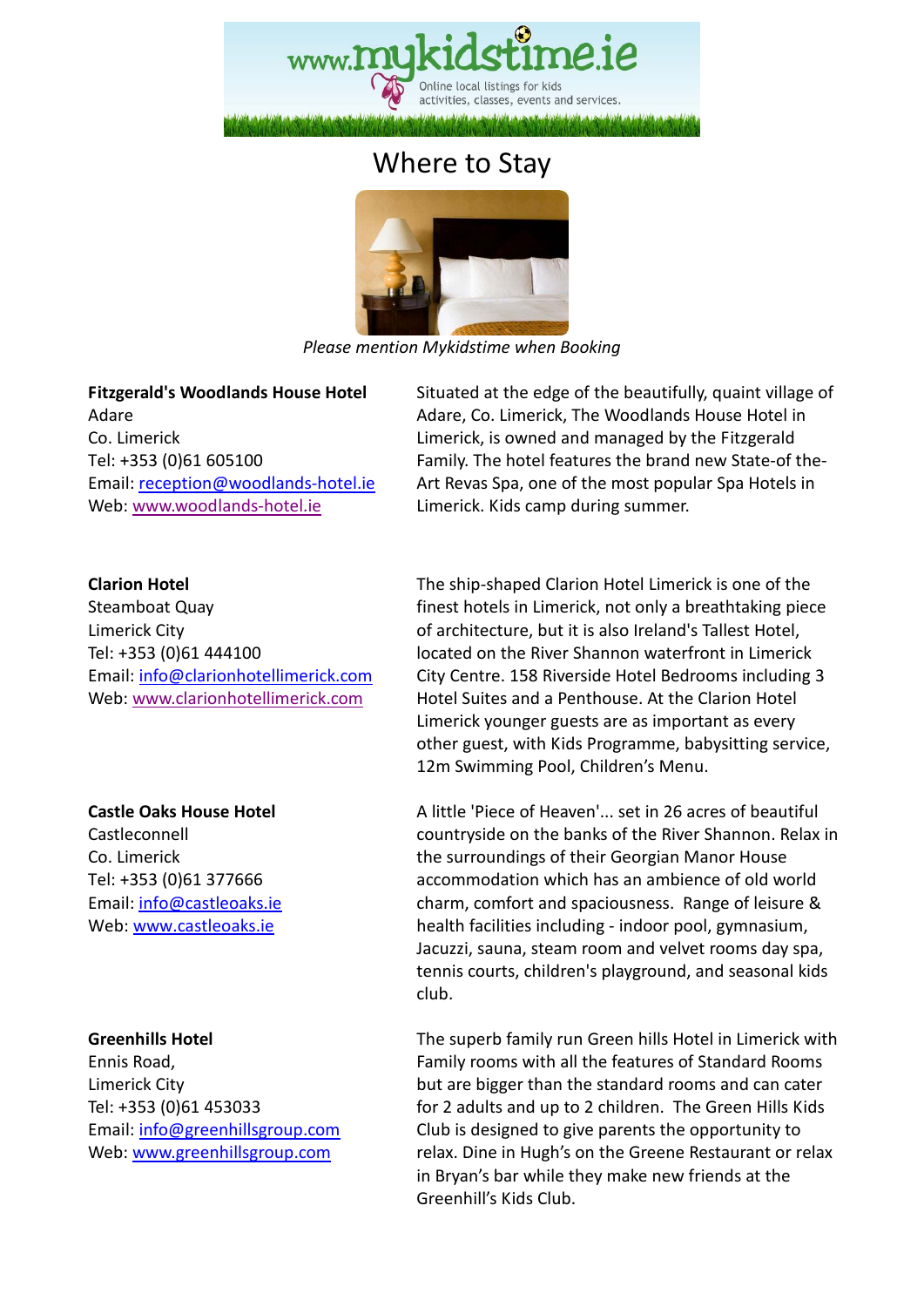# Where to Stay

*Please mention Mykidstime when Booking*

**Fitzgerald's Woodlands House Hotel**
Adare
Co. Limerick
Tel: +353 (0)61 605100
Email: reception@woodlands-hotel.ie
Web: www.woodlands-hotel.ie

Situated at the edge of the beautifully, quaint village of Adare, Co. Limerick, The Woodlands House Hotel in Limerick, is owned and managed by the Fitzgerald Family. The hotel features the brand new State-of the-Art Revas Spa, one of the most popular Spa Hotels in Limerick. Kids camp during summer.

**Clarion Hotel**
Steamboat Quay
Limerick City
Tel: +353 (0)61 444100
Email: info@clarionhotellimerick.com
Web: www.clarionhotellimerick.com

The ship-shaped Clarion Hotel Limerick is one of the finest hotels in Limerick, not only a breathtaking piece of architecture, but it is also Ireland's Tallest Hotel, located on the River Shannon waterfront in Limerick City Centre. 158 Riverside Hotel Bedrooms including 3 Hotel Suites and a Penthouse. At the Clarion Hotel Limerick younger guests are as important as every other guest, with Kids Programme, babysitting service, 12m Swimming Pool, Children's Menu.

**Castle Oaks House Hotel**
Castleconnell
Co. Limerick
Tel: +353 (0)61 377666
Email: info@castleoaks.ie
Web: www.castleoaks.ie

A little 'Piece of Heaven'... set in 26 acres of beautiful countryside on the banks of the River Shannon. Relax in the surroundings of their Georgian Manor House accommodation which has an ambience of old world charm, comfort and spaciousness. Range of leisure & health facilities including - indoor pool, gymnasium, Jacuzzi, sauna, steam room and velvet rooms day spa, tennis courts, children's playground, and seasonal kids club.

**Greenhills Hotel**
Ennis Road,
Limerick City
Tel: +353 (0)61 453033
Email: info@greenhillsgroup.com
Web: www.greenhillsgroup.com

The superb family run Green hills Hotel in Limerick with Family rooms with all the features of Standard Rooms but are bigger than the standard rooms and can cater for 2 adults and up to 2 children. The Green Hills Kids Club is designed to give parents the opportunity to relax. Dine in Hugh's on the Greene Restaurant or relax in Bryan's bar while they make new friends at the Greenhill's Kids Club.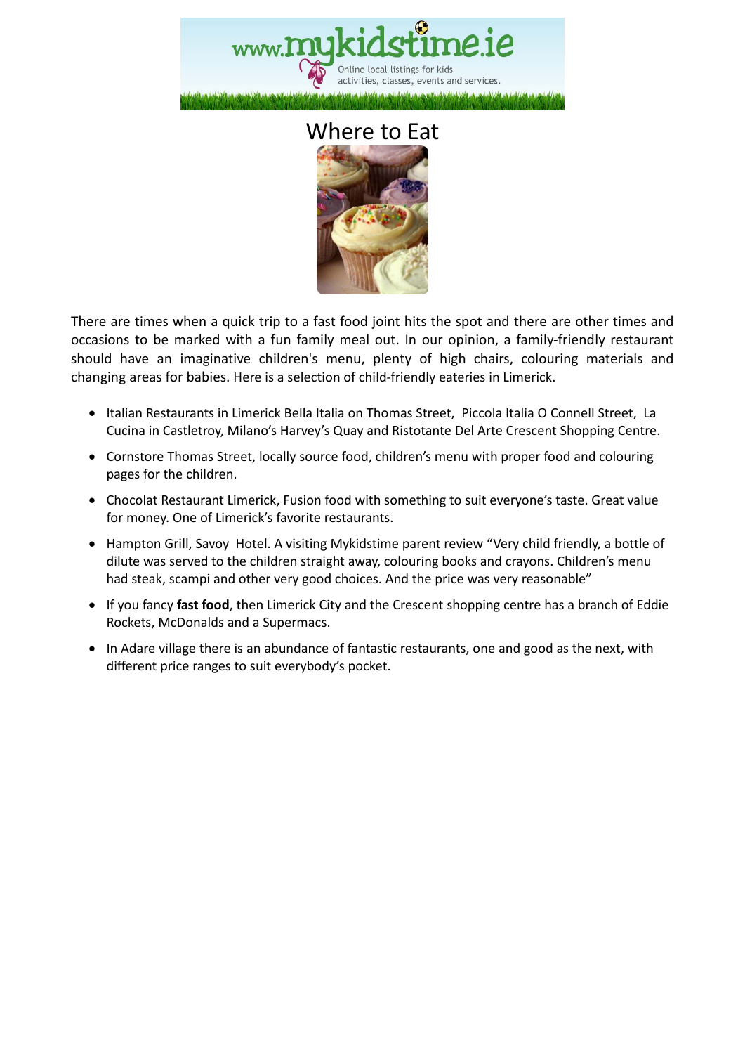# Where to Eat

There are times when a quick trip to a fast food joint hits the spot and there are other times and occasions to be marked with a fun family meal out. In our opinion, a family-friendly restaurant should have an imaginative children's menu, plenty of high chairs, colouring materials and changing areas for babies. Here is a selection of child-friendly eateries in Limerick.

- Italian Restaurants in Limerick Bella Italia on Thomas Street, Piccola Italia O Connell Street, La Cucina in Castletroy, Milano's Harvey's Quay and Ristotante Del Arte Crescent Shopping Centre.
- Cornstore Thomas Street, locally source food, children's menu with proper food and colouring pages for the children.
- Chocolat Restaurant Limerick, Fusion food with something to suit everyone's taste. Great value for money. One of Limerick's favorite restaurants.
- Hampton Grill, Savoy Hotel. A visiting Mykidstime parent review "Very child friendly, a bottle of dilute was served to the children straight away, colouring books and crayons. Children's menu had steak, scampi and other very good choices. And the price was very reasonable"
- If you fancy **fast food**, then Limerick City and the Crescent shopping centre has a branch of Eddie Rockets, McDonalds and a Supermacs.
- In Adare village there is an abundance of fantastic restaurants, one and good as the next, with different price ranges to suit everybody's pocket.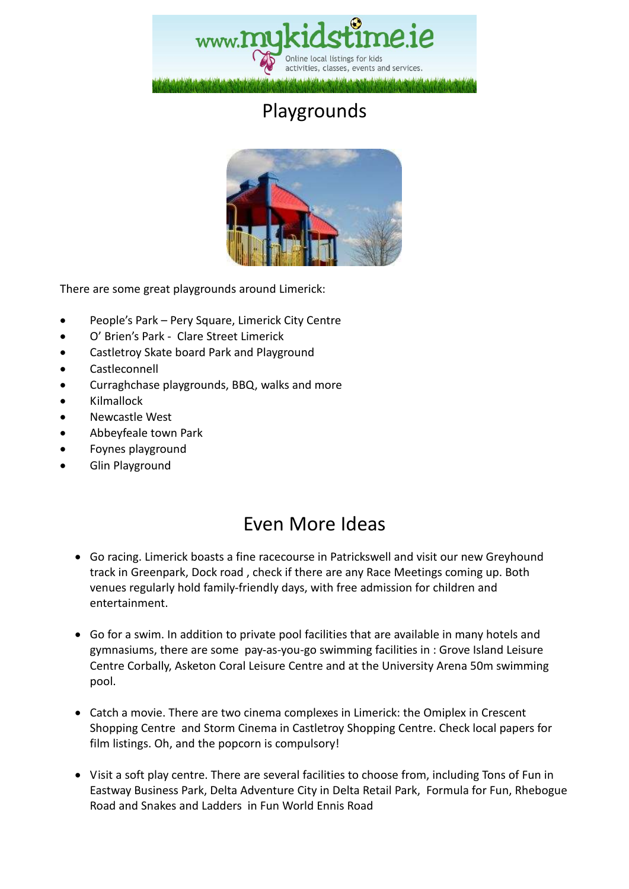# Playgrounds

There are some great playgrounds around Limerick:

- People's Park – Pery Square, Limerick City Centre
- O' Brien's Park - Clare Street Limerick
- Castletroy Skate board Park and Playground
- Castleconnell
- Curraghchase playgrounds, BBQ, walks and more
- Kilmallock
- Newcastle West
- Abbeyfeale town Park
- Foynes playground
- Glin Playground

## Even More Ideas

- Go racing. Limerick boasts a fine racecourse in Patrickswell and visit our new Greyhound track in Greenpark, Dock road , check if there are any Race Meetings coming up. Both venues regularly hold family-friendly days, with free admission for children and entertainment.

- Go for a swim. In addition to private pool facilities that are available in many hotels and gymnasiums, there are some pay-as-you-go swimming facilities in : Grove Island Leisure Centre Corbally, Asketon Coral Leisure Centre and at the University Arena 50m swimming pool.

- Catch a movie. There are two cinema complexes in Limerick: the Omiplex in Crescent Shopping Centre and Storm Cinema in Castletroy Shopping Centre. Check local papers for film listings. Oh, and the popcorn is compulsory!

- Visit a soft play centre. There are several facilities to choose from, including Tons of Fun in Eastway Business Park, Delta Adventure City in Delta Retail Park, Formula for Fun, Rhebogue Road and Snakes and Ladders in Fun World Ennis Road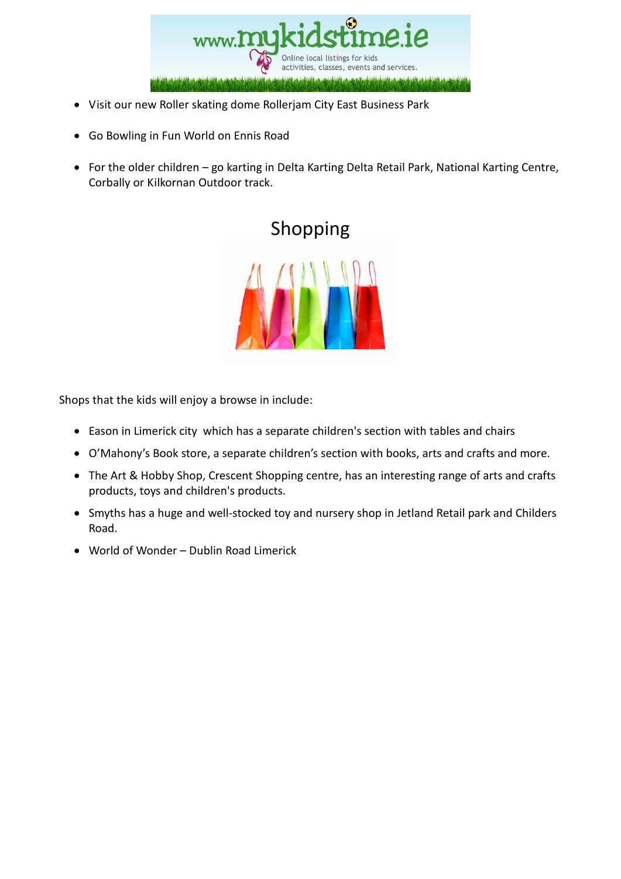- Visit our new Roller skating dome Rollerjam City East Business Park
- Go Bowling in Fun World on Ennis Road
- For the older children – go karting in Delta Karting Delta Retail Park, National Karting Centre, Corbally or Kilkornan Outdoor track.

# Shopping

Shops that the kids will enjoy a browse in include:

- Eason in Limerick city which has a separate children's section with tables and chairs
- O'Mahony's Book store, a separate children's section with books, arts and crafts and more.
- The Art & Hobby Shop, Crescent Shopping centre, has an interesting range of arts and crafts products, toys and children's products.
- Smyths has a huge and well-stocked toy and nursery shop in Jetland Retail park and Childers Road.
- World of Wonder – Dublin Road Limerick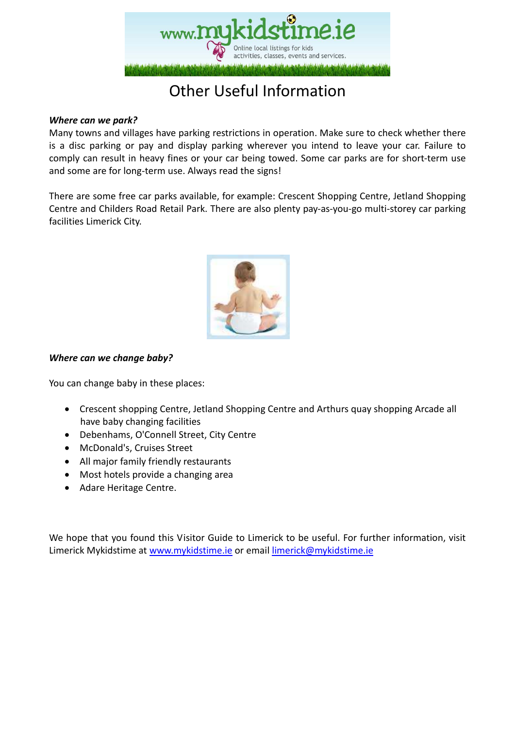# Other Useful Information

***Where can we park?***

Many towns and villages have parking restrictions in operation. Make sure to check whether there is a disc parking or pay and display parking wherever you intend to leave your car. Failure to comply can result in heavy fines or your car being towed. Some car parks are for short-term use and some are for long-term use. Always read the signs!

There are some free car parks available, for example: Crescent Shopping Centre, Jetland Shopping Centre and Childers Road Retail Park. There are also plenty pay-as-you-go multi-storey car parking facilities Limerick City.

***Where can we change baby?***

You can change baby in these places:

- Crescent shopping Centre, Jetland Shopping Centre and Arthurs quay shopping Arcade all have baby changing facilities
- Debenhams, O'Connell Street, City Centre
- McDonald's, Cruises Street
- All major family friendly restaurants
- Most hotels provide a changing area
- Adare Heritage Centre.

We hope that you found this Visitor Guide to Limerick to be useful. For further information, visit Limerick Mykidstime at www.mykidstime.ie or email limerick@mykidstime.ie